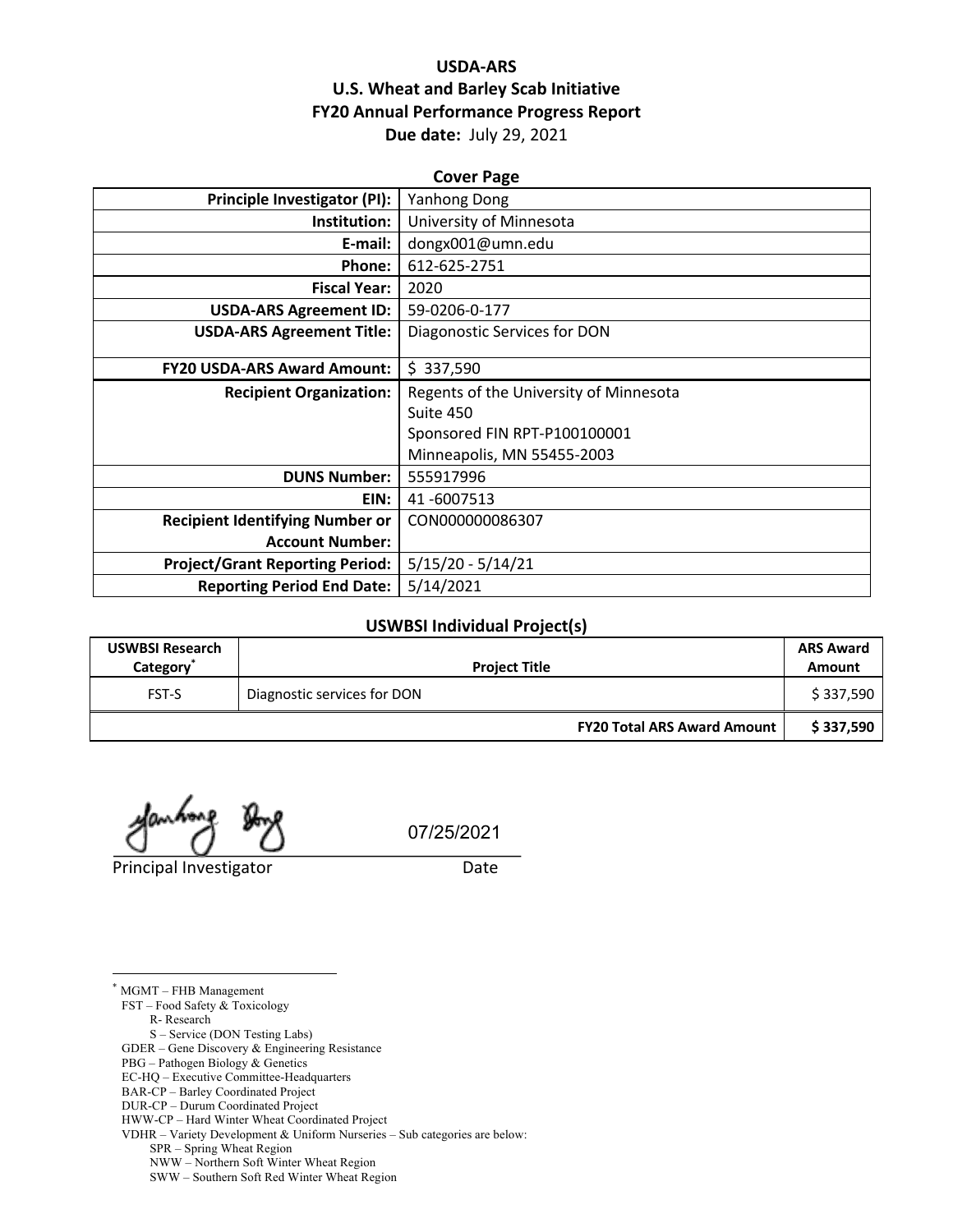# USDA-ARS
# U.S. Wheat and Barley Scab Initiative
# FY20 Annual Performance Progress Report
**Due date:** July 29, 2021

## Cover Page

| | |
|---|---|
| **Principle Investigator (PI):** | Yanhong Dong |
| **Institution:** | University of Minnesota |
| **E-mail:** | dongx001@umn.edu |
| **Phone:** | 612-625-2751 |
| **Fiscal Year:** | 2020 |
| **USDA-ARS Agreement ID:** | 59-0206-0-177 |
| **USDA-ARS Agreement Title:** | Diagonostic Services for DON |
| **FY20 USDA-ARS Award Amount:** | $ 337,590 |
| **Recipient Organization:** | Regents of the University of Minnesota<br>Suite 450<br>Sponsored FIN RPT-P100100001<br>Minneapolis, MN 55455-2003 |
| **DUNS Number:** | 555917996 |
| **EIN:** | 41 -6007513 |
| **Recipient Identifying Number or Account Number:** | CON000000086307 |
| **Project/Grant Reporting Period:** | 5/15/20 - 5/14/21 |
| **Reporting Period End Date:** | 5/14/2021 |

## USWBSI Individual Project(s)

| USWBSI Research Category* | Project Title | ARS Award Amount |
|---|---|---|
| FST-S | Diagnostic services for DON | $ 337,590 |
| | **FY20 Total ARS Award Amount** | **$ 337,590** |

07/25/2021

Principal Investigator Date

---

* MGMT – FHB Management
FST – Food Safety & Toxicology
  R- Research
  S – Service (DON Testing Labs)
GDER – Gene Discovery & Engineering Resistance
PBG – Pathogen Biology & Genetics
EC-HQ – Executive Committee-Headquarters
BAR-CP – Barley Coordinated Project
DUR-CP – Durum Coordinated Project
HWW-CP – Hard Winter Wheat Coordinated Project
VDHR – Variety Development & Uniform Nurseries – Sub categories are below:
  SPR – Spring Wheat Region
  NWW – Northern Soft Winter Wheat Region
  SWW – Southern Soft Red Winter Wheat Region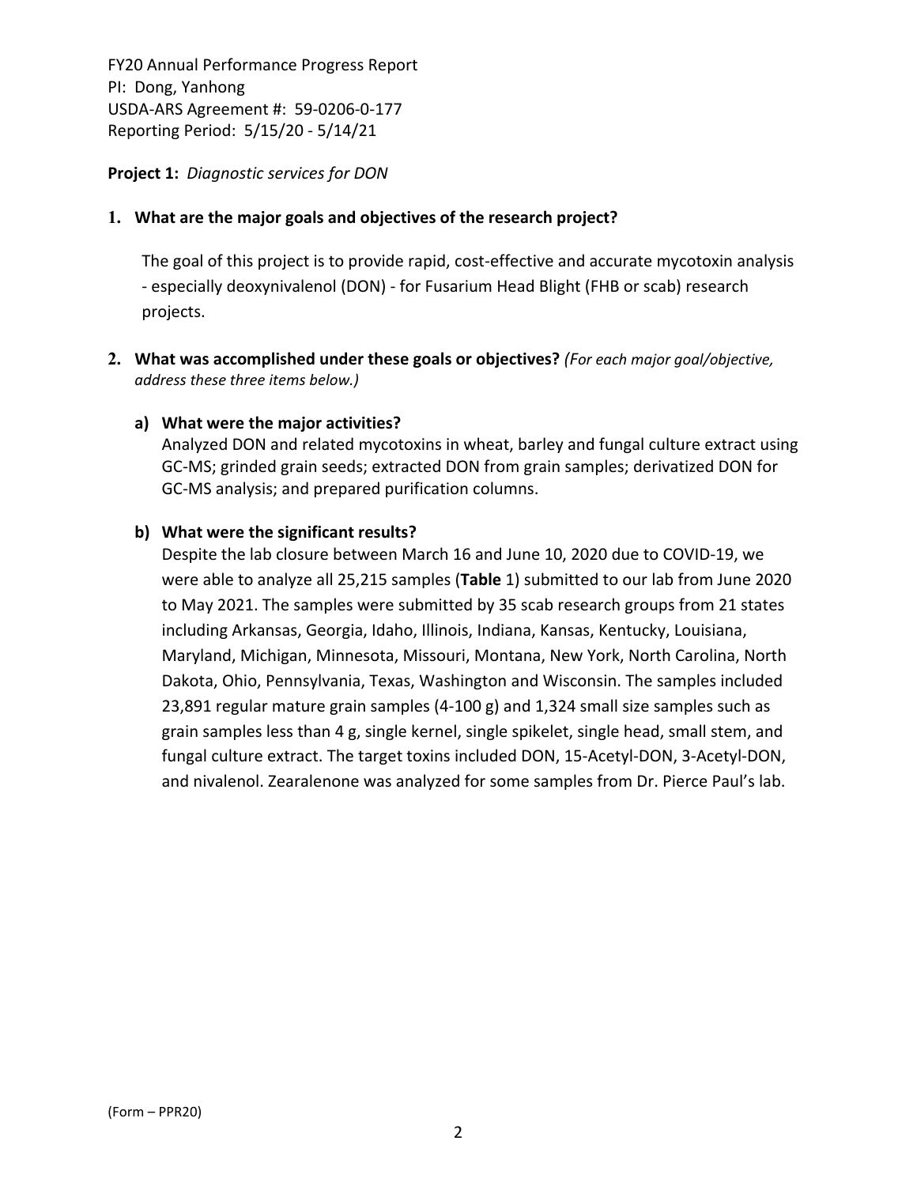FY20 Annual Performance Progress Report
PI: Dong, Yanhong
USDA-ARS Agreement #: 59-0206-0-177
Reporting Period: 5/15/20 - 5/14/21

**Project 1:** *Diagnostic services for DON*

**1. What are the major goals and objectives of the research project?**

The goal of this project is to provide rapid, cost-effective and accurate mycotoxin analysis - especially deoxynivalenol (DON) - for Fusarium Head Blight (FHB or scab) research projects.

**2. What was accomplished under these goals or objectives?** *(For each major goal/objective, address these three items below.)*

**a) What were the major activities?**

Analyzed DON and related mycotoxins in wheat, barley and fungal culture extract using GC-MS; grinded grain seeds; extracted DON from grain samples; derivatized DON for GC-MS analysis; and prepared purification columns.

**b) What were the significant results?**

Despite the lab closure between March 16 and June 10, 2020 due to COVID-19, we were able to analyze all 25,215 samples (**Table** 1) submitted to our lab from June 2020 to May 2021. The samples were submitted by 35 scab research groups from 21 states including Arkansas, Georgia, Idaho, Illinois, Indiana, Kansas, Kentucky, Louisiana, Maryland, Michigan, Minnesota, Missouri, Montana, New York, North Carolina, North Dakota, Ohio, Pennsylvania, Texas, Washington and Wisconsin. The samples included 23,891 regular mature grain samples (4-100 g) and 1,324 small size samples such as grain samples less than 4 g, single kernel, single spikelet, single head, small stem, and fungal culture extract. The target toxins included DON, 15-Acetyl-DON, 3-Acetyl-DON, and nivalenol. Zearalenone was analyzed for some samples from Dr. Pierce Paul's lab.

(Form – PPR20)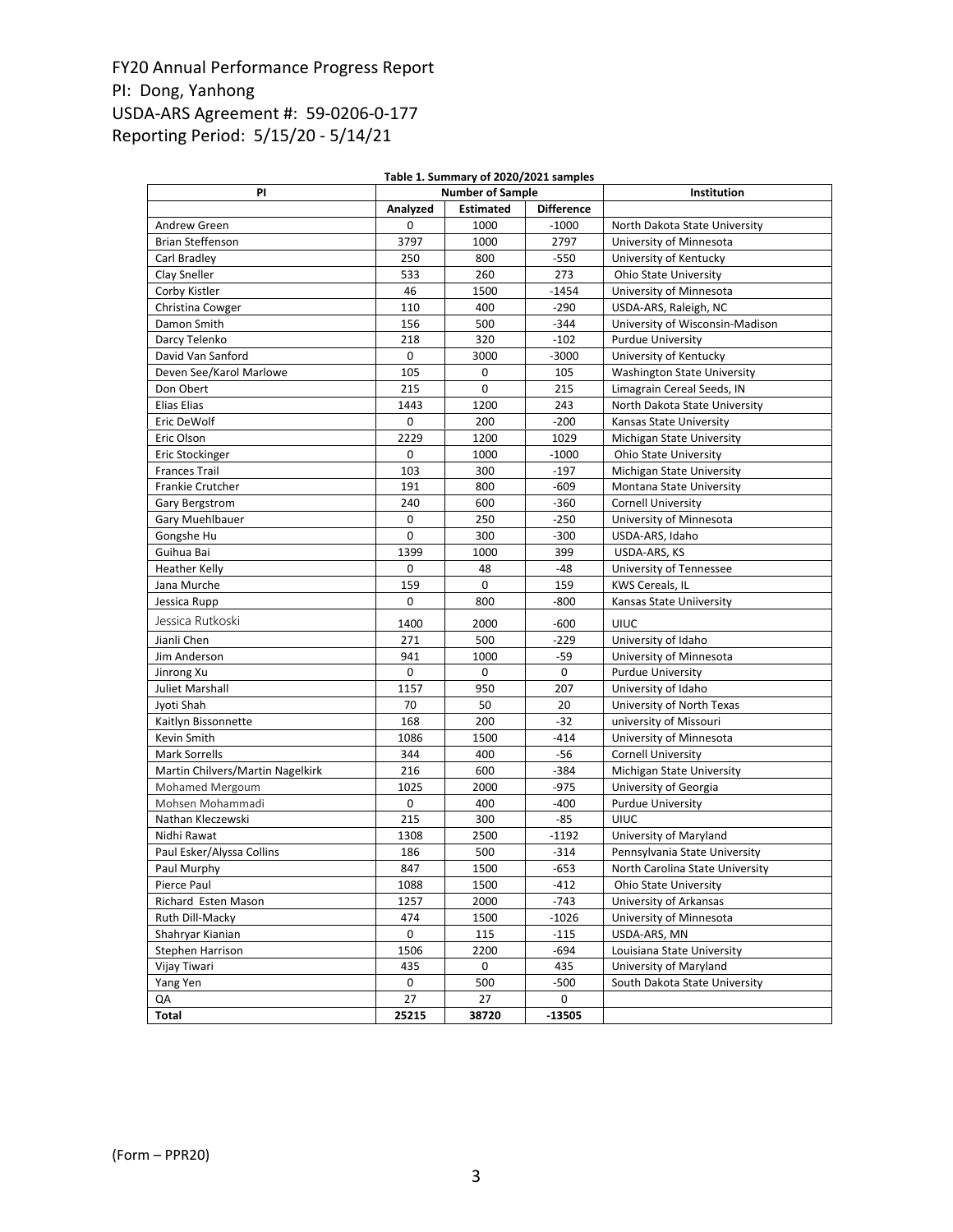FY20 Annual Performance Progress Report
PI: Dong, Yanhong
USDA-ARS Agreement #: 59-0206-0-177
Reporting Period: 5/15/20 - 5/14/21

**Table 1. Summary of 2020/2021 samples**

| PI | Number of Sample | | | Institution |
|---|---|---|---|---|
| | Analyzed | Estimated | Difference | |
| Andrew Green | 0 | 1000 | -1000 | North Dakota State University |
| Brian Steffenson | 3797 | 1000 | 2797 | University of Minnesota |
| Carl Bradley | 250 | 800 | -550 | University of Kentucky |
| Clay Sneller | 533 | 260 | 273 | Ohio State University |
| Corby Kistler | 46 | 1500 | -1454 | University of Minnesota |
| Christina Cowger | 110 | 400 | -290 | USDA-ARS, Raleigh, NC |
| Damon Smith | 156 | 500 | -344 | University of Wisconsin-Madison |
| Darcy Telenko | 218 | 320 | -102 | Purdue University |
| David Van Sanford | 0 | 3000 | -3000 | University of Kentucky |
| Deven See/Karol Marlowe | 105 | 0 | 105 | Washington State University |
| Don Obert | 215 | 0 | 215 | Limagrain Cereal Seeds, IN |
| Elias Elias | 1443 | 1200 | 243 | North Dakota State University |
| Eric DeWolf | 0 | 200 | -200 | Kansas State University |
| Eric Olson | 2229 | 1200 | 1029 | Michigan State University |
| Eric Stockinger | 0 | 1000 | -1000 | Ohio State University |
| Frances Trail | 103 | 300 | -197 | Michigan State University |
| Frankie Crutcher | 191 | 800 | -609 | Montana State University |
| Gary Bergstrom | 240 | 600 | -360 | Cornell University |
| Gary Muehlbauer | 0 | 250 | -250 | University of Minnesota |
| Gongshe Hu | 0 | 300 | -300 | USDA-ARS, Idaho |
| Guihua Bai | 1399 | 1000 | 399 | USDA-ARS, KS |
| Heather Kelly | 0 | 48 | -48 | University of Tennessee |
| Jana Murche | 159 | 0 | 159 | KWS Cereals, IL |
| Jessica Rupp | 0 | 800 | -800 | Kansas State Uniiversity |
| Jessica Rutkoski | 1400 | 2000 | -600 | UIUC |
| Jianli Chen | 271 | 500 | -229 | University of Idaho |
| Jim Anderson | 941 | 1000 | -59 | University of Minnesota |
| Jinrong Xu | 0 | 0 | 0 | Purdue University |
| Juliet Marshall | 1157 | 950 | 207 | University of Idaho |
| Jyoti Shah | 70 | 50 | 20 | University of North Texas |
| Kaitlyn Bissonnette | 168 | 200 | -32 | university of Missouri |
| Kevin Smith | 1086 | 1500 | -414 | University of Minnesota |
| Mark Sorrells | 344 | 400 | -56 | Cornell University |
| Martin Chilvers/Martin Nagelkirk | 216 | 600 | -384 | Michigan State University |
| Mohamed Mergoum | 1025 | 2000 | -975 | University of Georgia |
| Mohsen Mohammadi | 0 | 400 | -400 | Purdue University |
| Nathan Kleczewski | 215 | 300 | -85 | UIUC |
| Nidhi Rawat | 1308 | 2500 | -1192 | University of Maryland |
| Paul Esker/Alyssa Collins | 186 | 500 | -314 | Pennsylvania State University |
| Paul Murphy | 847 | 1500 | -653 | North Carolina State University |
| Pierce Paul | 1088 | 1500 | -412 | Ohio State University |
| Richard Esten Mason | 1257 | 2000 | -743 | University of Arkansas |
| Ruth Dill-Macky | 474 | 1500 | -1026 | University of Minnesota |
| Shahryar Kianian | 0 | 115 | -115 | USDA-ARS, MN |
| Stephen Harrison | 1506 | 2200 | -694 | Louisiana State University |
| Vijay Tiwari | 435 | 0 | 435 | University of Maryland |
| Yang Yen | 0 | 500 | -500 | South Dakota State University |
| QA | 27 | 27 | 0 | |
| **Total** | **25215** | **38720** | **-13505** | |

(Form – PPR20)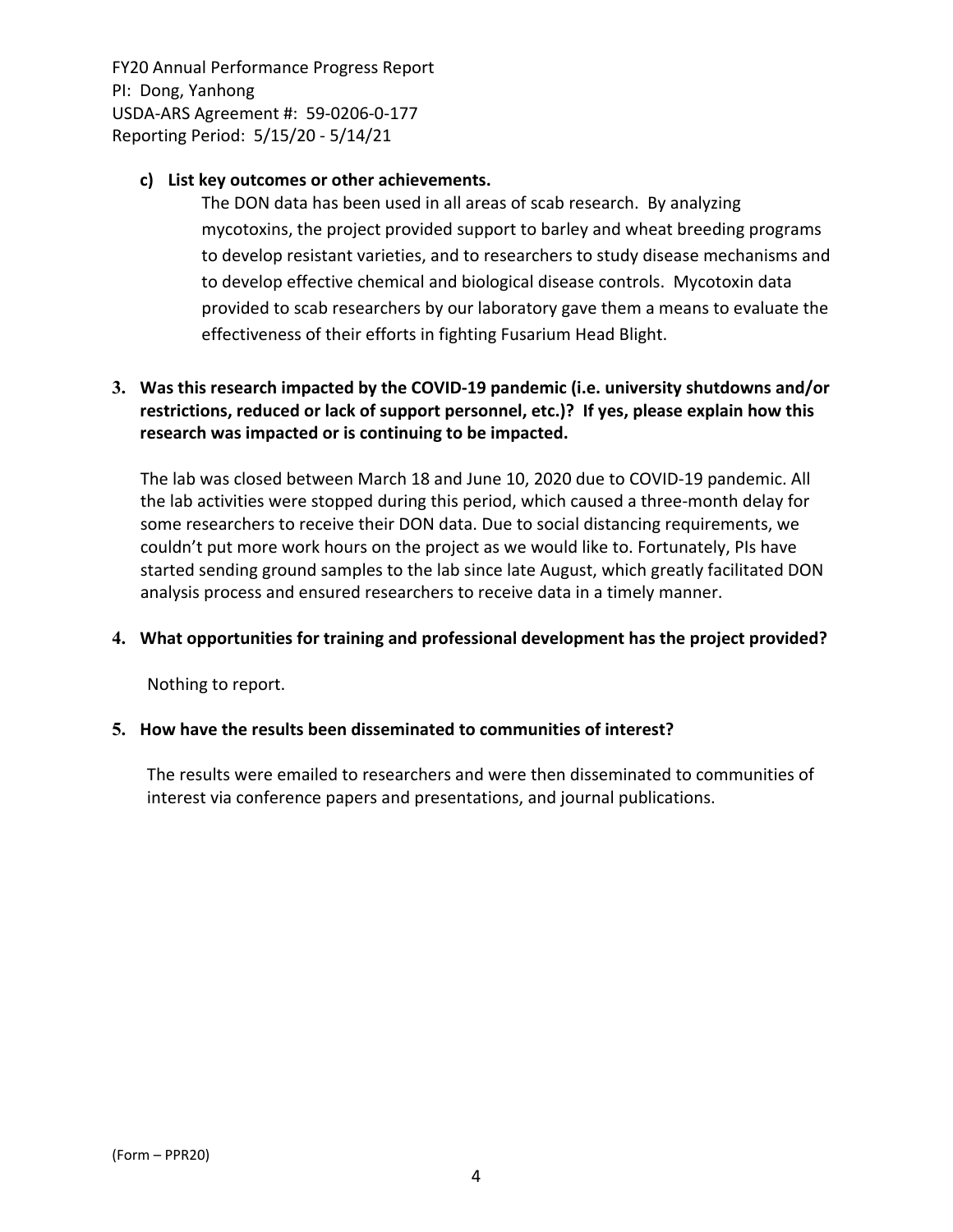**c) List key outcomes or other achievements.**

The DON data has been used in all areas of scab research. By analyzing mycotoxins, the project provided support to barley and wheat breeding programs to develop resistant varieties, and to researchers to study disease mechanisms and to develop effective chemical and biological disease controls. Mycotoxin data provided to scab researchers by our laboratory gave them a means to evaluate the effectiveness of their efforts in fighting Fusarium Head Blight.

**3. Was this research impacted by the COVID-19 pandemic (i.e. university shutdowns and/or restrictions, reduced or lack of support personnel, etc.)? If yes, please explain how this research was impacted or is continuing to be impacted.**

The lab was closed between March 18 and June 10, 2020 due to COVID-19 pandemic. All the lab activities were stopped during this period, which caused a three-month delay for some researchers to receive their DON data. Due to social distancing requirements, we couldn't put more work hours on the project as we would like to. Fortunately, PIs have started sending ground samples to the lab since late August, which greatly facilitated DON analysis process and ensured researchers to receive data in a timely manner.

**4. What opportunities for training and professional development has the project provided?**

Nothing to report.

**5. How have the results been disseminated to communities of interest?**

The results were emailed to researchers and were then disseminated to communities of interest via conference papers and presentations, and journal publications.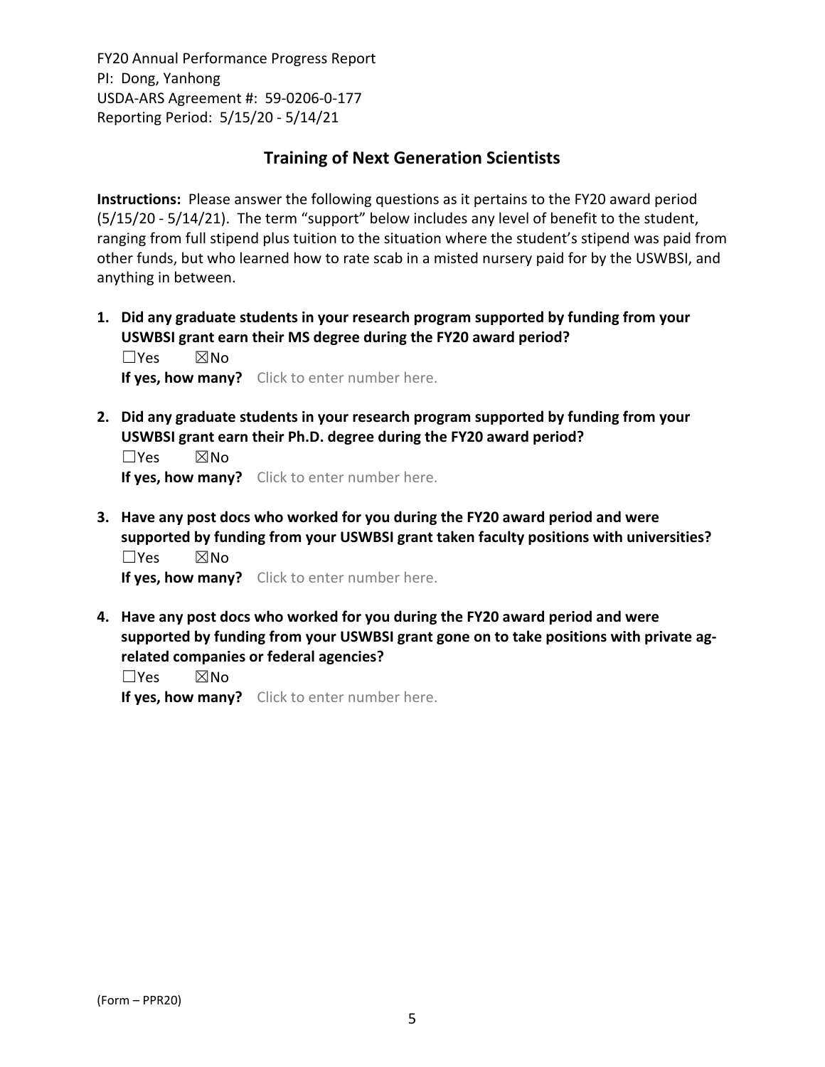FY20 Annual Performance Progress Report
PI: Dong, Yanhong
USDA-ARS Agreement #: 59-0206-0-177
Reporting Period: 5/15/20 - 5/14/21

## Training of Next Generation Scientists

**Instructions:** Please answer the following questions as it pertains to the FY20 award period (5/15/20 - 5/14/21). The term "support" below includes any level of benefit to the student, ranging from full stipend plus tuition to the situation where the student's stipend was paid from other funds, but who learned how to rate scab in a misted nursery paid for by the USWBSI, and anything in between.

1. **Did any graduate students in your research program supported by funding from your USWBSI grant earn their MS degree during the FY20 award period?**
   ☐Yes ☒No
   **If yes, how many?** Click to enter number here.

2. **Did any graduate students in your research program supported by funding from your USWBSI grant earn their Ph.D. degree during the FY20 award period?**
   ☐Yes ☒No
   **If yes, how many?** Click to enter number here.

3. **Have any post docs who worked for you during the FY20 award period and were supported by funding from your USWBSI grant taken faculty positions with universities?**
   ☐Yes ☒No
   **If yes, how many?** Click to enter number here.

4. **Have any post docs who worked for you during the FY20 award period and were supported by funding from your USWBSI grant gone on to take positions with private ag-related companies or federal agencies?**
   ☐Yes ☒No
   **If yes, how many?** Click to enter number here.

(Form – PPR20)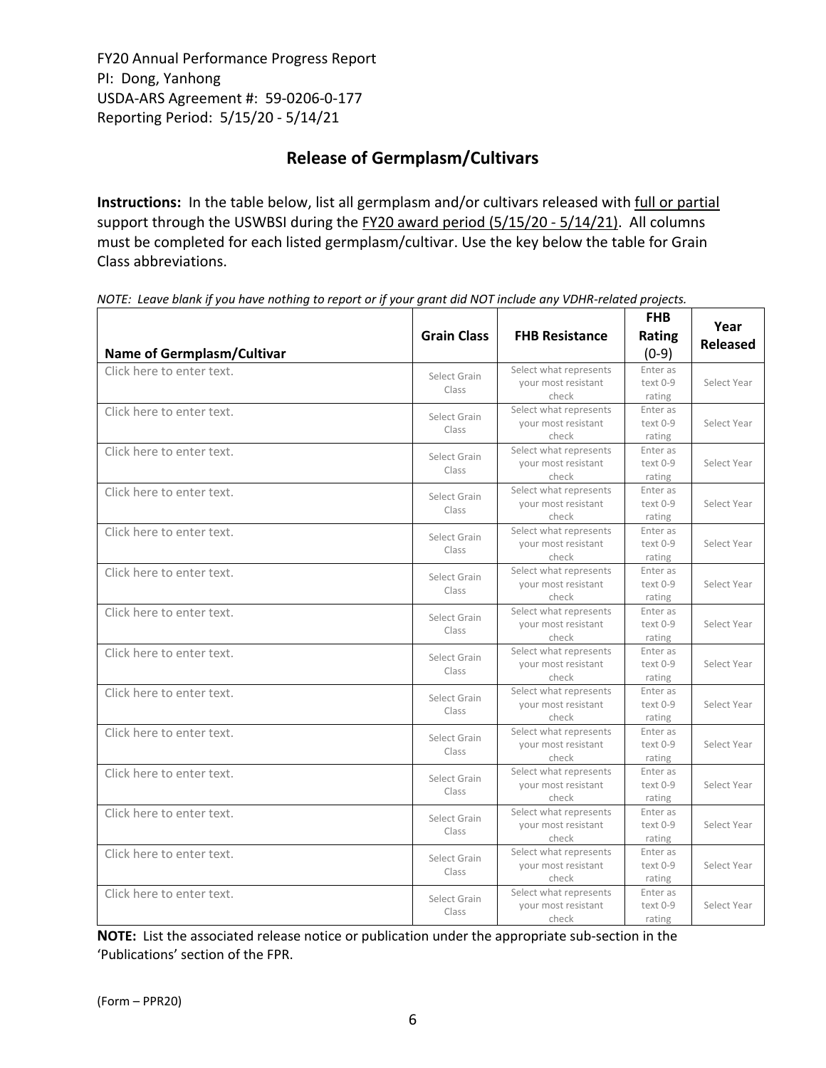FY20 Annual Performance Progress Report
PI: Dong, Yanhong
USDA-ARS Agreement #: 59-0206-0-177
Reporting Period: 5/15/20 - 5/14/21

## Release of Germplasm/Cultivars

**Instructions:** In the table below, list all germplasm and/or cultivars released with full or partial support through the USWBSI during the FY20 award period (5/15/20 - 5/14/21). All columns must be completed for each listed germplasm/cultivar. Use the key below the table for Grain Class abbreviations.

*NOTE: Leave blank if you have nothing to report or if your grant did NOT include any VDHR-related projects.*

| Name of Germplasm/Cultivar | Grain Class | FHB Resistance | FHB Rating (0-9) | Year Released |
|---|---|---|---|---|
| Click here to enter text. | Select Grain Class | Select what represents your most resistant check | Enter as text 0-9 rating | Select Year |
| Click here to enter text. | Select Grain Class | Select what represents your most resistant check | Enter as text 0-9 rating | Select Year |
| Click here to enter text. | Select Grain Class | Select what represents your most resistant check | Enter as text 0-9 rating | Select Year |
| Click here to enter text. | Select Grain Class | Select what represents your most resistant check | Enter as text 0-9 rating | Select Year |
| Click here to enter text. | Select Grain Class | Select what represents your most resistant check | Enter as text 0-9 rating | Select Year |
| Click here to enter text. | Select Grain Class | Select what represents your most resistant check | Enter as text 0-9 rating | Select Year |
| Click here to enter text. | Select Grain Class | Select what represents your most resistant check | Enter as text 0-9 rating | Select Year |
| Click here to enter text. | Select Grain Class | Select what represents your most resistant check | Enter as text 0-9 rating | Select Year |
| Click here to enter text. | Select Grain Class | Select what represents your most resistant check | Enter as text 0-9 rating | Select Year |
| Click here to enter text. | Select Grain Class | Select what represents your most resistant check | Enter as text 0-9 rating | Select Year |
| Click here to enter text. | Select Grain Class | Select what represents your most resistant check | Enter as text 0-9 rating | Select Year |
| Click here to enter text. | Select Grain Class | Select what represents your most resistant check | Enter as text 0-9 rating | Select Year |
| Click here to enter text. | Select Grain Class | Select what represents your most resistant check | Enter as text 0-9 rating | Select Year |
| Click here to enter text. | Select Grain Class | Select what represents your most resistant check | Enter as text 0-9 rating | Select Year |

**NOTE:** List the associated release notice or publication under the appropriate sub-section in the 'Publications' section of the FPR.

(Form – PPR20)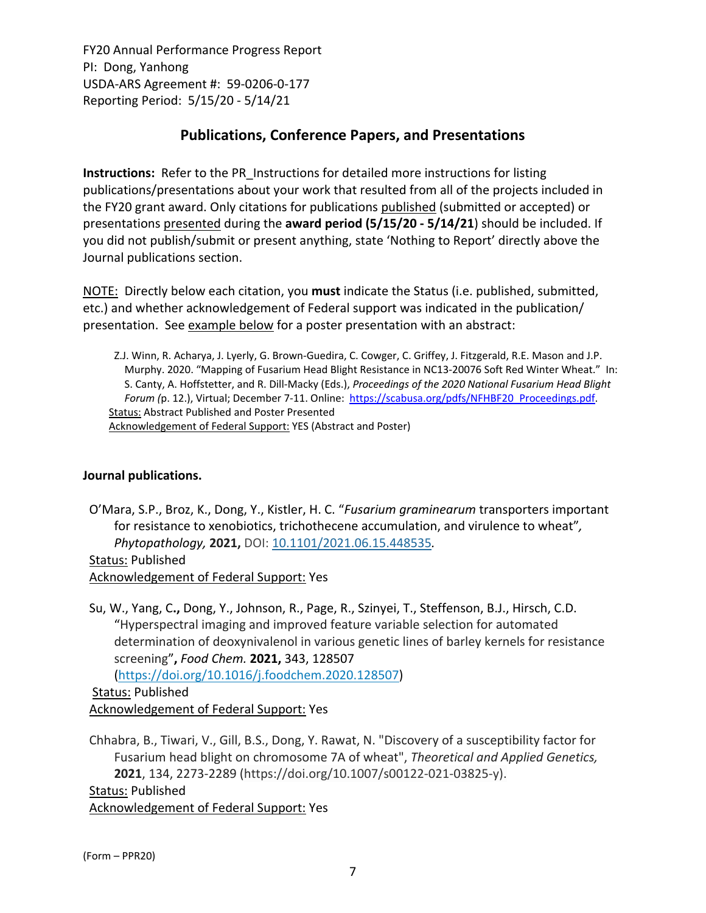FY20 Annual Performance Progress Report
PI: Dong, Yanhong
USDA-ARS Agreement #: 59-0206-0-177
Reporting Period: 5/15/20 - 5/14/21

## Publications, Conference Papers, and Presentations

**Instructions:** Refer to the PR_Instructions for detailed more instructions for listing publications/presentations about your work that resulted from all of the projects included in the FY20 grant award. Only citations for publications published (submitted or accepted) or presentations presented during the **award period (5/15/20 - 5/14/21**) should be included. If you did not publish/submit or present anything, state 'Nothing to Report' directly above the Journal publications section.

NOTE: Directly below each citation, you **must** indicate the Status (i.e. published, submitted, etc.) and whether acknowledgement of Federal support was indicated in the publication/ presentation. See example below for a poster presentation with an abstract:

> Z.J. Winn, R. Acharya, J. Lyerly, G. Brown-Guedira, C. Cowger, C. Griffey, J. Fitzgerald, R.E. Mason and J.P. Murphy. 2020. "Mapping of Fusarium Head Blight Resistance in NC13-20076 Soft Red Winter Wheat." In: S. Canty, A. Hoffstetter, and R. Dill-Macky (Eds.), *Proceedings of the 2020 National Fusarium Head Blight Forum (*p. 12.), Virtual; December 7-11. Online: https://scabusa.org/pdfs/NFHBF20_Proceedings.pdf.
> Status: Abstract Published and Poster Presented
> Acknowledgement of Federal Support: YES (Abstract and Poster)

**Journal publications.**

O'Mara, S.P., Broz, K., Dong, Y., Kistler, H. C. "*Fusarium graminearum* transporters important for resistance to xenobiotics, trichothecene accumulation, and virulence to wheat", *Phytopathology,* **2021,** DOI: 10.1101/2021.06.15.448535.
Status: Published
Acknowledgement of Federal Support: Yes

Su, W., Yang, C**.,** Dong, Y., Johnson, R., Page, R., Szinyei, T., Steffenson, B.J., Hirsch, C.D. "Hyperspectral imaging and improved feature variable selection for automated determination of deoxynivalenol in various genetic lines of barley kernels for resistance screening"**,** *Food Chem.* **2021,** 343, 128507 (https://doi.org/10.1016/j.foodchem.2020.128507)
Status: Published
Acknowledgement of Federal Support: Yes

Chhabra, B., Tiwari, V., Gill, B.S., Dong, Y. Rawat, N. "Discovery of a susceptibility factor for Fusarium head blight on chromosome 7A of wheat", *Theoretical and Applied Genetics,* **2021**, 134, 2273-2289 (https://doi.org/10.1007/s00122-021-03825-y).
Status: Published
Acknowledgement of Federal Support: Yes

(Form – PPR20)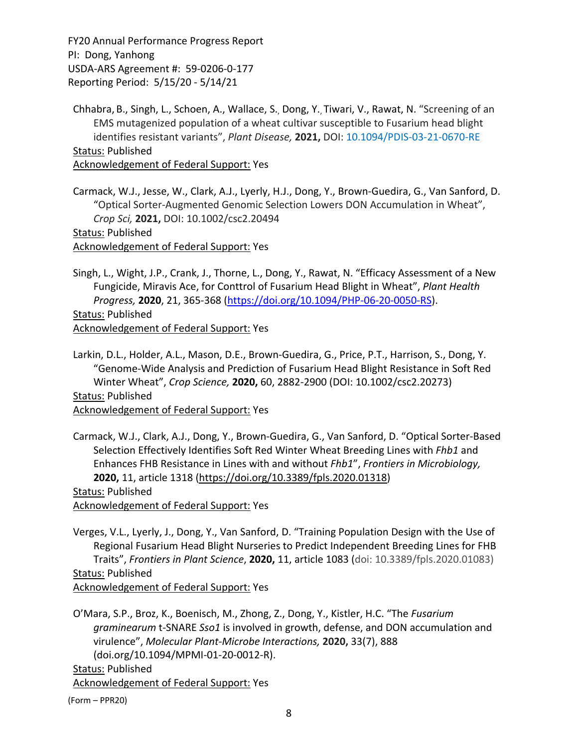Chhabra, B., Singh, L., Schoen, A., Wallace, S., Dong, Y., Tiwari, V., Rawat, N. "Screening of an EMS mutagenized population of a wheat cultivar susceptible to Fusarium head blight identifies resistant variants", *Plant Disease,* **2021,** DOI: 10.1094/PDIS-03-21-0670-RE
Status: Published
Acknowledgement of Federal Support: Yes

Carmack, W.J., Jesse, W., Clark, A.J., Lyerly, H.J., Dong, Y., Brown-Guedira, G., Van Sanford, D. "Optical Sorter-Augmented Genomic Selection Lowers DON Accumulation in Wheat", *Crop Sci,* **2021,** DOI: 10.1002/csc2.20494
Status: Published
Acknowledgement of Federal Support: Yes

Singh, L., Wight, J.P., Crank, J., Thorne, L., Dong, Y., Rawat, N. "Efficacy Assessment of a New Fungicide, Miravis Ace, for Conttrol of Fusarium Head Blight in Wheat", *Plant Health Progress,* **2020**, 21, 365-368 (https://doi.org/10.1094/PHP-06-20-0050-RS).
Status: Published
Acknowledgement of Federal Support: Yes

Larkin, D.L., Holder, A.L., Mason, D.E., Brown-Guedira, G., Price, P.T., Harrison, S., Dong, Y. "Genome-Wide Analysis and Prediction of Fusarium Head Blight Resistance in Soft Red Winter Wheat", *Crop Science,* **2020,** 60, 2882-2900 (DOI: 10.1002/csc2.20273)
Status: Published
Acknowledgement of Federal Support: Yes

Carmack, W.J., Clark, A.J., Dong, Y., Brown-Guedira, G., Van Sanford, D. "Optical Sorter-Based Selection Effectively Identifies Soft Red Winter Wheat Breeding Lines with *Fhb1* and Enhances FHB Resistance in Lines with and without *Fhb1*", *Frontiers in Microbiology,* **2020,** 11, article 1318 (https://doi.org/10.3389/fpls.2020.01318)
Status: Published
Acknowledgement of Federal Support: Yes

Verges, V.L., Lyerly, J., Dong, Y., Van Sanford, D. "Training Population Design with the Use of Regional Fusarium Head Blight Nurseries to Predict Independent Breeding Lines for FHB Traits", *Frontiers in Plant Science*, **2020,** 11, article 1083 (doi: 10.3389/fpls.2020.01083)
Status: Published
Acknowledgement of Federal Support: Yes

O'Mara, S.P., Broz, K., Boenisch, M., Zhong, Z., Dong, Y., Kistler, H.C. "The *Fusarium graminearum* t-SNARE *Sso1* is involved in growth, defense, and DON accumulation and virulence", *Molecular Plant-Microbe Interactions,* **2020,** 33(7), 888 (doi.org/10.1094/MPMI-01-20-0012-R).
Status: Published
Acknowledgement of Federal Support: Yes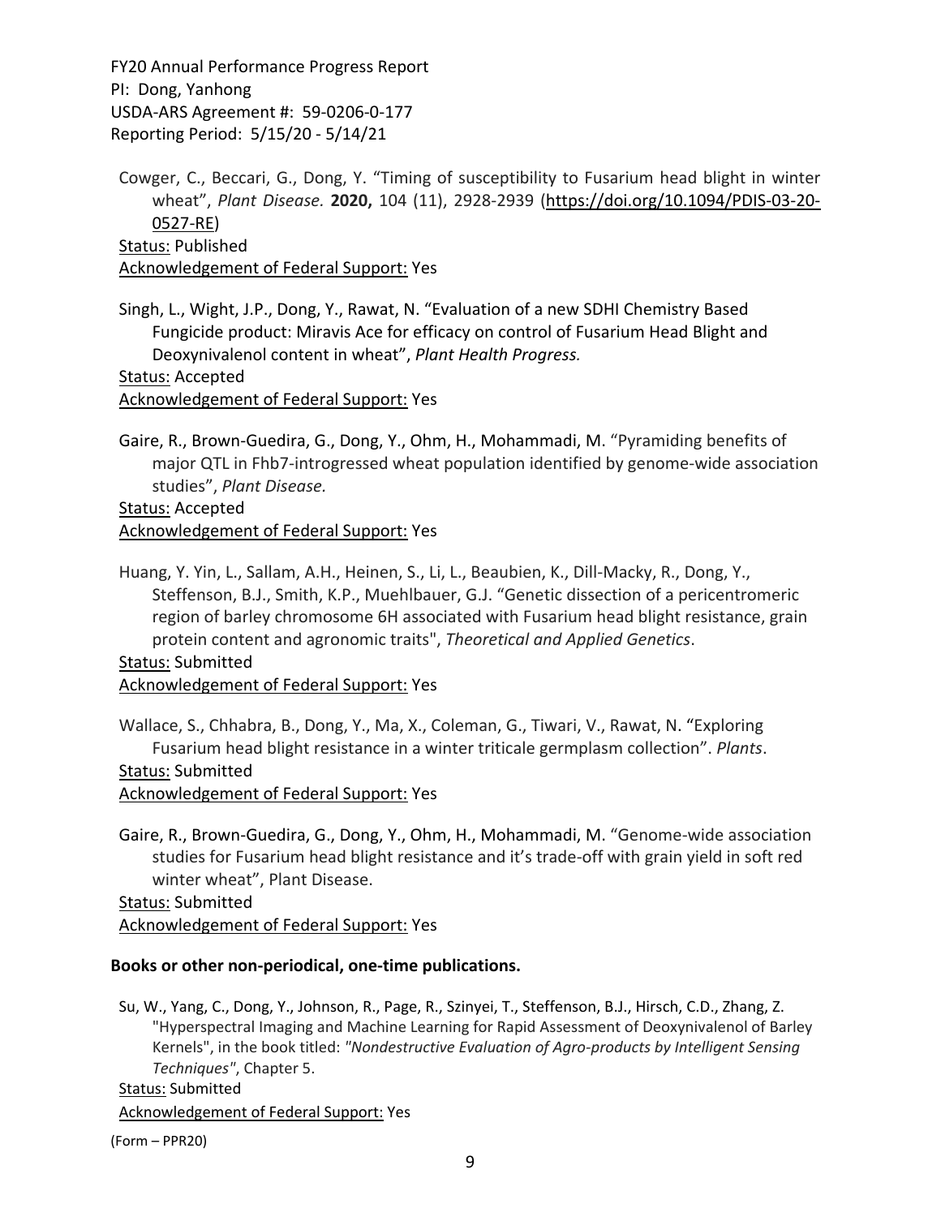Cowger, C., Beccari, G., Dong, Y. “Timing of susceptibility to Fusarium head blight in winter wheat”, *Plant Disease.* **2020,** 104 (11), 2928-2939 (https://doi.org/10.1094/PDIS-03-20-0527-RE)
Status: Published
Acknowledgement of Federal Support: Yes

Singh, L., Wight, J.P., Dong, Y., Rawat, N. “Evaluation of a new SDHI Chemistry Based Fungicide product: Miravis Ace for efficacy on control of Fusarium Head Blight and Deoxynivalenol content in wheat”, *Plant Health Progress.*
Status: Accepted
Acknowledgement of Federal Support: Yes

Gaire, R., Brown-Guedira, G., Dong, Y., Ohm, H., Mohammadi, M. “Pyramiding benefits of major QTL in Fhb7-introgressed wheat population identified by genome-wide association studies”, *Plant Disease.*
Status: Accepted
Acknowledgement of Federal Support: Yes

Huang, Y. Yin, L., Sallam, A.H., Heinen, S., Li, L., Beaubien, K., Dill-Macky, R., Dong, Y., Steffenson, B.J., Smith, K.P., Muehlbauer, G.J. “Genetic dissection of a pericentromeric region of barley chromosome 6H associated with Fusarium head blight resistance, grain protein content and agronomic traits", *Theoretical and Applied Genetics*.
Status: Submitted
Acknowledgement of Federal Support: Yes

Wallace, S., Chhabra, B., Dong, Y., Ma, X., Coleman, G., Tiwari, V., Rawat, N. “Exploring Fusarium head blight resistance in a winter triticale germplasm collection”. *Plants*.
Status: Submitted
Acknowledgement of Federal Support: Yes

Gaire, R., Brown-Guedira, G., Dong, Y., Ohm, H., Mohammadi, M. “Genome-wide association studies for Fusarium head blight resistance and it’s trade-off with grain yield in soft red winter wheat”, Plant Disease.
Status: Submitted
Acknowledgement of Federal Support: Yes

**Books or other non-periodical, one-time publications.**

Su, W., Yang, C., Dong, Y., Johnson, R., Page, R., Szinyei, T., Steffenson, B.J., Hirsch, C.D., Zhang, Z. "Hyperspectral Imaging and Machine Learning for Rapid Assessment of Deoxynivalenol of Barley Kernels", in the book titled: *"Nondestructive Evaluation of Agro-products by Intelligent Sensing Techniques"*, Chapter 5.
Status: Submitted
Acknowledgement of Federal Support: Yes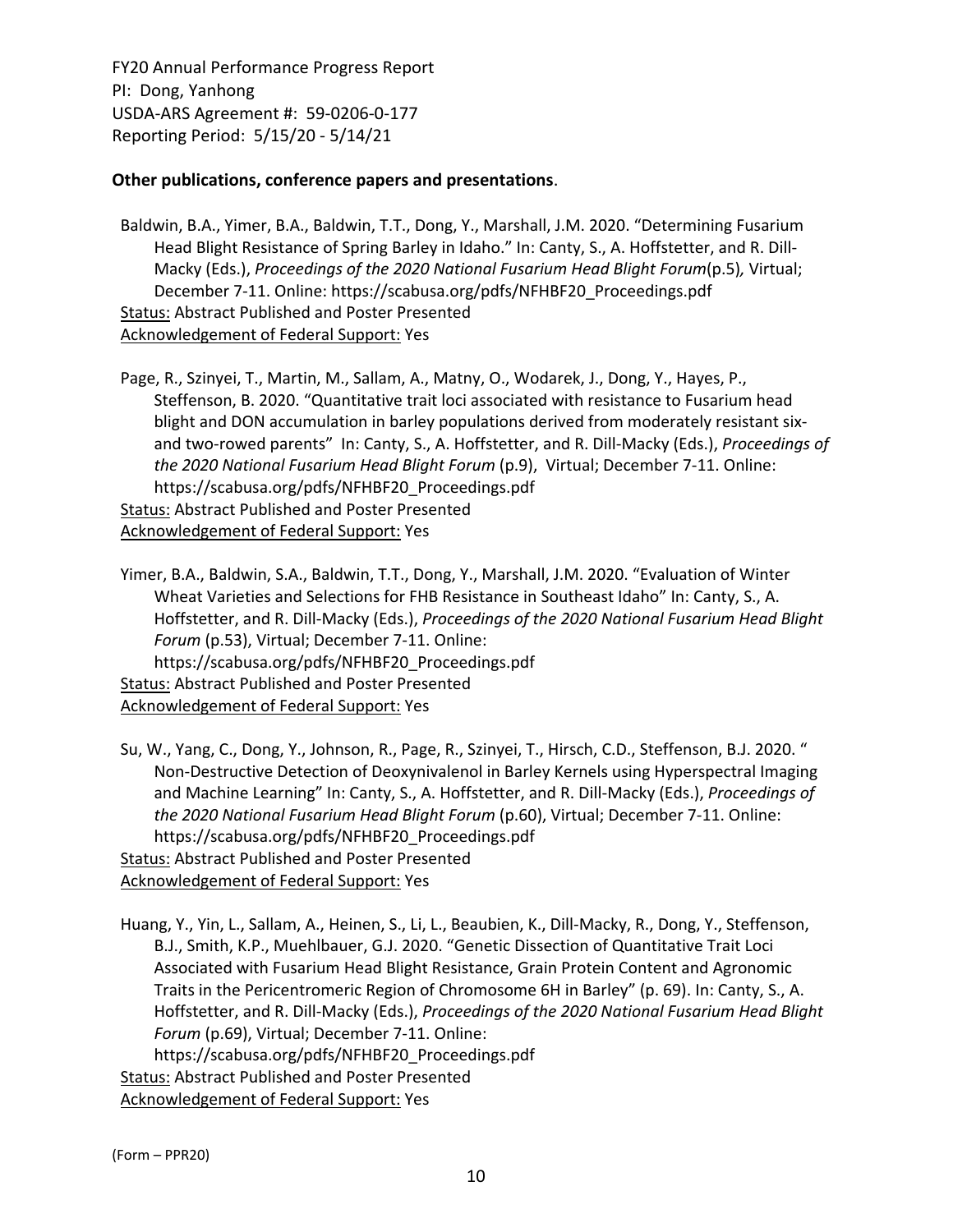FY20 Annual Performance Progress Report
PI: Dong, Yanhong
USDA-ARS Agreement #: 59-0206-0-177
Reporting Period: 5/15/20 - 5/14/21

**Other publications, conference papers and presentations**.

Baldwin, B.A., Yimer, B.A., Baldwin, T.T., Dong, Y., Marshall, J.M. 2020. "Determining Fusarium Head Blight Resistance of Spring Barley in Idaho." In: Canty, S., A. Hoffstetter, and R. Dill-Macky (Eds.), *Proceedings of the 2020 National Fusarium Head Blight Forum*(p.5)*,* Virtual; December 7-11. Online: https://scabusa.org/pdfs/NFHBF20_Proceedings.pdf
Status: Abstract Published and Poster Presented
Acknowledgement of Federal Support: Yes

Page, R., Szinyei, T., Martin, M., Sallam, A., Matny, O., Wodarek, J., Dong, Y., Hayes, P., Steffenson, B. 2020. "Quantitative trait loci associated with resistance to Fusarium head blight and DON accumulation in barley populations derived from moderately resistant six- and two-rowed parents" In: Canty, S., A. Hoffstetter, and R. Dill-Macky (Eds.), *Proceedings of the 2020 National Fusarium Head Blight Forum* (p.9), Virtual; December 7-11. Online: https://scabusa.org/pdfs/NFHBF20_Proceedings.pdf
Status: Abstract Published and Poster Presented
Acknowledgement of Federal Support: Yes

Yimer, B.A., Baldwin, S.A., Baldwin, T.T., Dong, Y., Marshall, J.M. 2020. "Evaluation of Winter Wheat Varieties and Selections for FHB Resistance in Southeast Idaho" In: Canty, S., A. Hoffstetter, and R. Dill-Macky (Eds.), *Proceedings of the 2020 National Fusarium Head Blight Forum* (p.53), Virtual; December 7-11. Online: https://scabusa.org/pdfs/NFHBF20_Proceedings.pdf
Status: Abstract Published and Poster Presented
Acknowledgement of Federal Support: Yes

Su, W., Yang, C., Dong, Y., Johnson, R., Page, R., Szinyei, T., Hirsch, C.D., Steffenson, B.J. 2020. " Non-Destructive Detection of Deoxynivalenol in Barley Kernels using Hyperspectral Imaging and Machine Learning" In: Canty, S., A. Hoffstetter, and R. Dill-Macky (Eds.), *Proceedings of the 2020 National Fusarium Head Blight Forum* (p.60), Virtual; December 7-11. Online: https://scabusa.org/pdfs/NFHBF20_Proceedings.pdf
Status: Abstract Published and Poster Presented
Acknowledgement of Federal Support: Yes

Huang, Y., Yin, L., Sallam, A., Heinen, S., Li, L., Beaubien, K., Dill-Macky, R., Dong, Y., Steffenson, B.J., Smith, K.P., Muehlbauer, G.J. 2020. "Genetic Dissection of Quantitative Trait Loci Associated with Fusarium Head Blight Resistance, Grain Protein Content and Agronomic Traits in the Pericentromeric Region of Chromosome 6H in Barley" (p. 69). In: Canty, S., A. Hoffstetter, and R. Dill-Macky (Eds.), *Proceedings of the 2020 National Fusarium Head Blight Forum* (p.69), Virtual; December 7-11. Online: https://scabusa.org/pdfs/NFHBF20_Proceedings.pdf
Status: Abstract Published and Poster Presented
Acknowledgement of Federal Support: Yes

(Form – PPR20)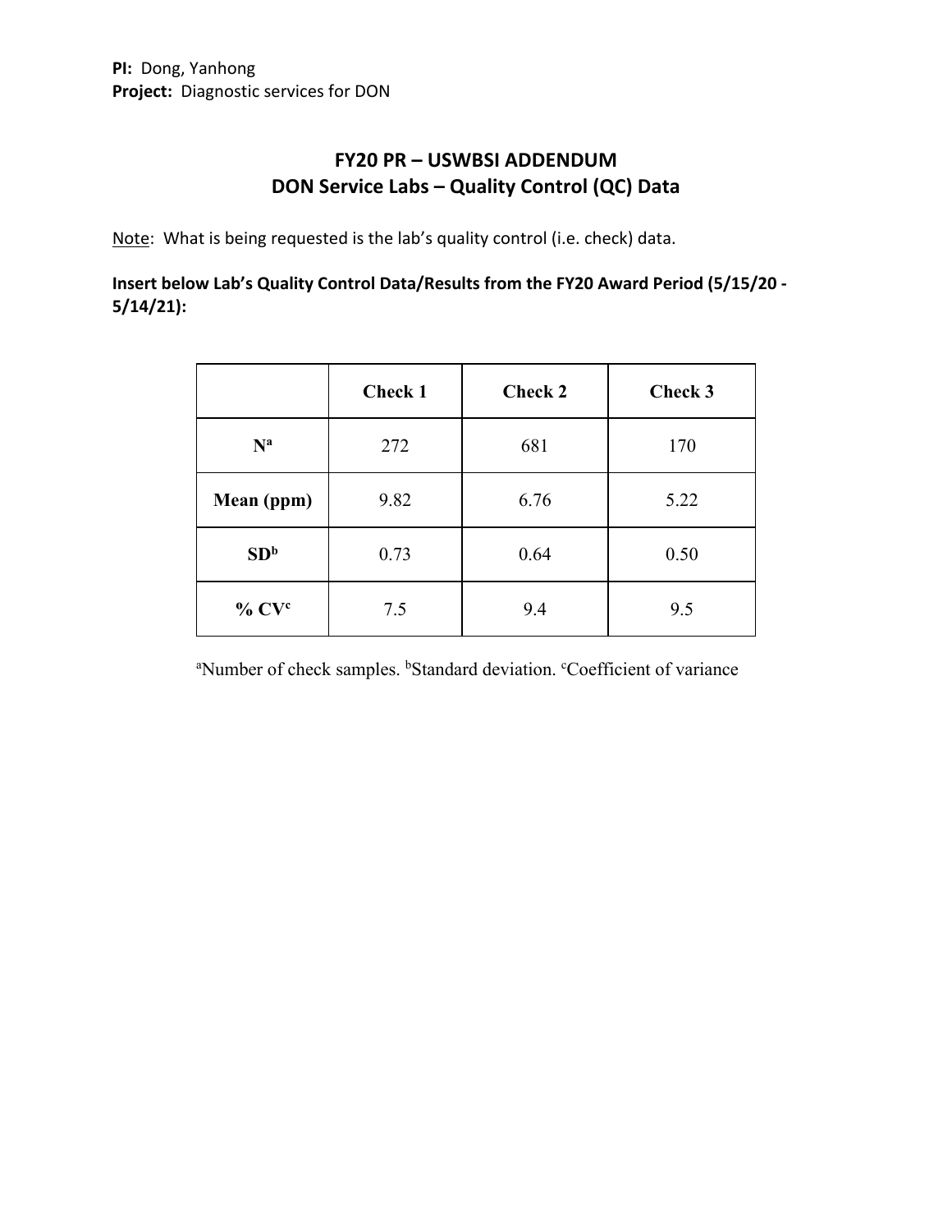**PI:** Dong, Yanhong
**Project:** Diagnostic services for DON

## FY20 PR – USWBSI ADDENDUM
## DON Service Labs – Quality Control (QC) Data

Note: What is being requested is the lab's quality control (i.e. check) data.

**Insert below Lab's Quality Control Data/Results from the FY20 Award Period (5/15/20 - 5/14/21):**

| | Check 1 | Check 2 | Check 3 |
|---|---|---|---|
| **N[a]** | 272 | 681 | 170 |
| **Mean (ppm)** | 9.82 | 6.76 | 5.22 |
| **SD[b]** | 0.73 | 0.64 | 0.50 |
| **% CV[c]** | 7.5 | 9.4 | 9.5 |

[a]Number of check samples. [b]Standard deviation. [c]Coefficient of variance